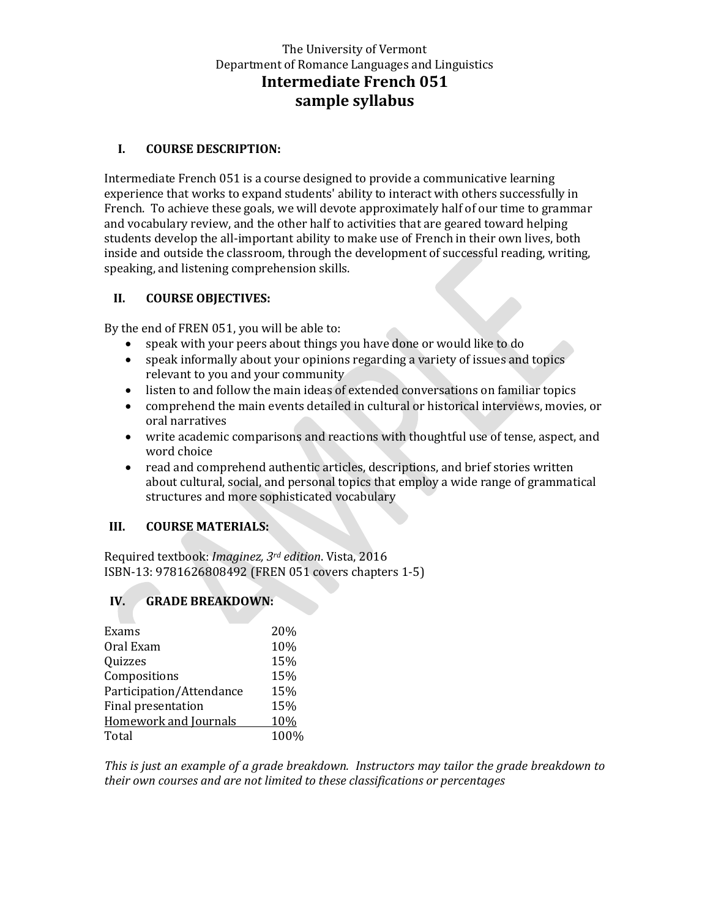The University of Vermont
Department of Romance Languages and Linguistics

# Intermediate French 051
# sample syllabus

## I. COURSE DESCRIPTION:

Intermediate French 051 is a course designed to provide a communicative learning experience that works to expand students' ability to interact with others successfully in French. To achieve these goals, we will devote approximately half of our time to grammar and vocabulary review, and the other half to activities that are geared toward helping students develop the all-important ability to make use of French in their own lives, both inside and outside the classroom, through the development of successful reading, writing, speaking, and listening comprehension skills.

## II. COURSE OBJECTIVES:

By the end of FREN 051, you will be able to:

- speak with your peers about things you have done or would like to do
- speak informally about your opinions regarding a variety of issues and topics relevant to you and your community
- listen to and follow the main ideas of extended conversations on familiar topics
- comprehend the main events detailed in cultural or historical interviews, movies, or oral narratives
- write academic comparisons and reactions with thoughtful use of tense, aspect, and word choice
- read and comprehend authentic articles, descriptions, and brief stories written about cultural, social, and personal topics that employ a wide range of grammatical structures and more sophisticated vocabulary

## III. COURSE MATERIALS:

Required textbook: *Imaginez, 3rd edition*. Vista, 2016
ISBN-13: 9781626808492 (FREN 051 covers chapters 1-5)

## IV. GRADE BREAKDOWN:

| | |
|---|---|
| Exams | 20% |
| Oral Exam | 10% |
| Quizzes | 15% |
| Compositions | 15% |
| Participation/Attendance | 15% |
| Final presentation | 15% |
| Homework and Journals | 10% |
| Total | 100% |

*This is just an example of a grade breakdown. Instructors may tailor the grade breakdown to their own courses and are not limited to these classifications or percentages*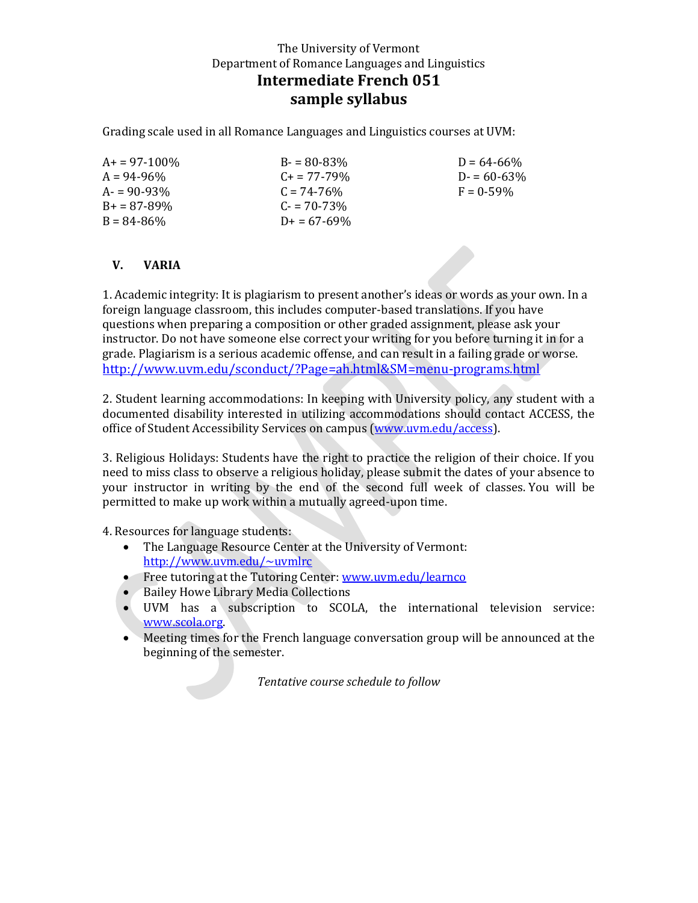The University of Vermont
Department of Romance Languages and Linguistics

# Intermediate French 051
# sample syllabus

Grading scale used in all Romance Languages and Linguistics courses at UVM:

| | | |
|---|---|---|
| A+ = 97-100% | B- = 80-83% | D = 64-66% |
| A = 94-96% | C+ = 77-79% | D- = 60-63% |
| A- = 90-93% | C = 74-76% | F = 0-59% |
| B+ = 87-89% | C- = 70-73% | |
| B = 84-86% | D+ = 67-69% | |

## V. VARIA

1. Academic integrity: It is plagiarism to present another's ideas or words as your own. In a foreign language classroom, this includes computer-based translations. If you have questions when preparing a composition or other graded assignment, please ask your instructor. Do not have someone else correct your writing for you before turning it in for a grade. Plagiarism is a serious academic offense, and can result in a failing grade or worse. http://www.uvm.edu/sconduct/?Page=ah.html&SM=menu-programs.html

2. Student learning accommodations: In keeping with University policy, any student with a documented disability interested in utilizing accommodations should contact ACCESS, the office of Student Accessibility Services on campus (www.uvm.edu/access).

3. Religious Holidays: Students have the right to practice the religion of their choice. If you need to miss class to observe a religious holiday, please submit the dates of your absence to your instructor in writing by the end of the second full week of classes. You will be permitted to make up work within a mutually agreed-upon time.

4. Resources for language students:
- The Language Resource Center at the University of Vermont: http://www.uvm.edu/~uvmlrc
- Free tutoring at the Tutoring Center: www.uvm.edu/learnco
- Bailey Howe Library Media Collections
- UVM has a subscription to SCOLA, the international television service: www.scola.org.
- Meeting times for the French language conversation group will be announced at the beginning of the semester.

*Tentative course schedule to follow*